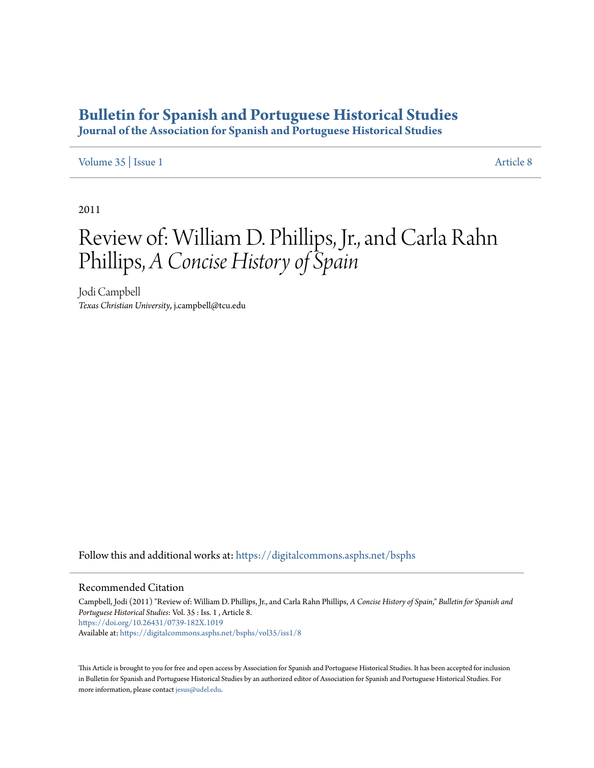# Bulletin for Spanish and Portuguese Historical Studies

**Journal of the Association for Spanish and Portuguese Historical Studies**

Volume 35 | Issue 1 Article 8

2011

# Review of: William D. Phillips, Jr., and Carla Rahn Phillips, *A Concise History of Spain*

Jodi Campbell
*Texas Christian University*, j.campbell@tcu.edu

Follow this and additional works at: https://digitalcommons.asphs.net/bsphs

## Recommended Citation

Campbell, Jodi (2011) "Review of: William D. Phillips, Jr., and Carla Rahn Phillips, *A Concise History of Spain*," *Bulletin for Spanish and Portuguese Historical Studies*: Vol. 35 : Iss. 1 , Article 8.
https://doi.org/10.26431/0739-182X.1019
Available at: https://digitalcommons.asphs.net/bsphs/vol35/iss1/8

This Article is brought to you for free and open access by Association for Spanish and Portuguese Historical Studies. It has been accepted for inclusion in Bulletin for Spanish and Portuguese Historical Studies by an authorized editor of Association for Spanish and Portuguese Historical Studies. For more information, please contact jesus@udel.edu.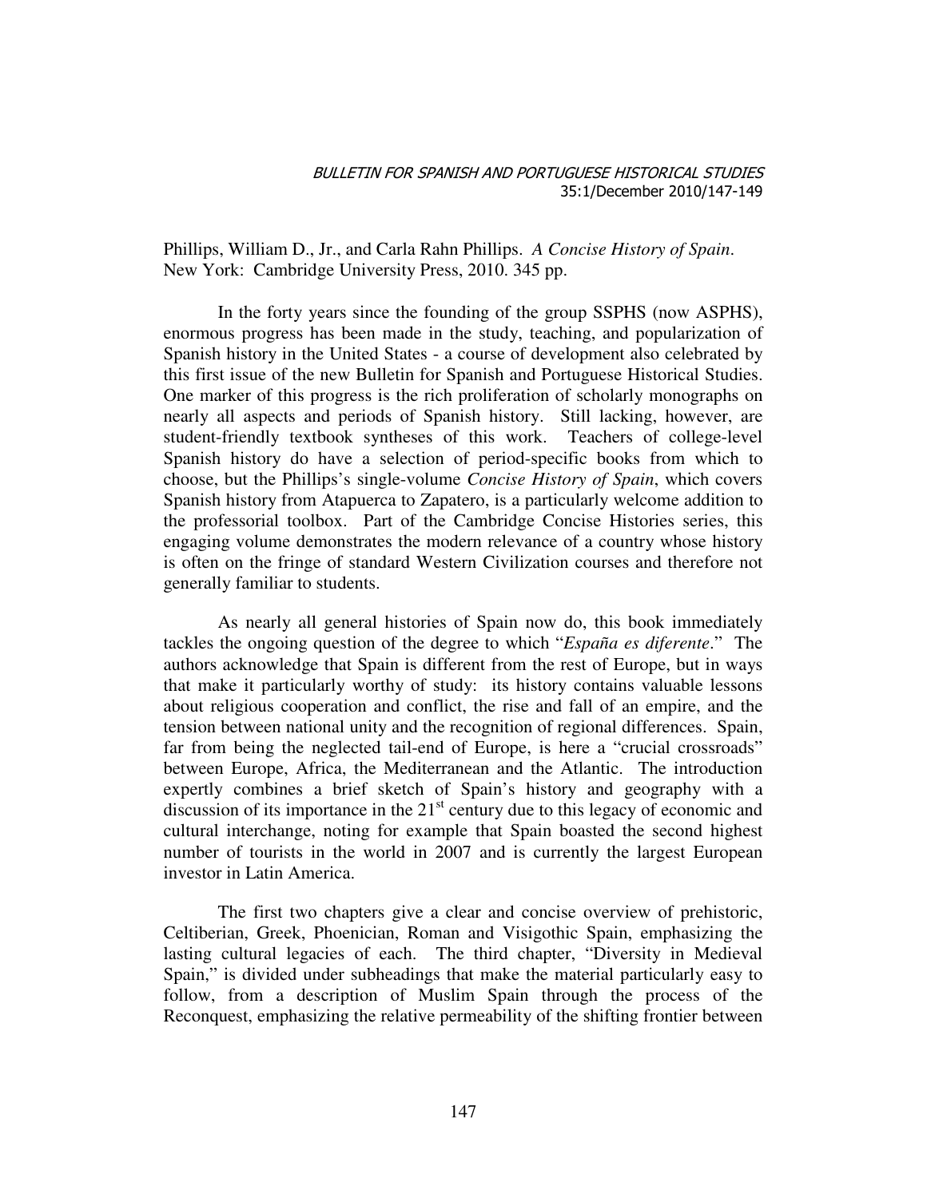Phillips, William D., Jr., and Carla Rahn Phillips. *A Concise History of Spain*. New York: Cambridge University Press, 2010. 345 pp.

In the forty years since the founding of the group SSPHS (now ASPHS), enormous progress has been made in the study, teaching, and popularization of Spanish history in the United States - a course of development also celebrated by this first issue of the new Bulletin for Spanish and Portuguese Historical Studies. One marker of this progress is the rich proliferation of scholarly monographs on nearly all aspects and periods of Spanish history. Still lacking, however, are student-friendly textbook syntheses of this work. Teachers of college-level Spanish history do have a selection of period-specific books from which to choose, but the Phillips's single-volume *Concise History of Spain*, which covers Spanish history from Atapuerca to Zapatero, is a particularly welcome addition to the professorial toolbox. Part of the Cambridge Concise Histories series, this engaging volume demonstrates the modern relevance of a country whose history is often on the fringe of standard Western Civilization courses and therefore not generally familiar to students.

As nearly all general histories of Spain now do, this book immediately tackles the ongoing question of the degree to which "*España es diferente*." The authors acknowledge that Spain is different from the rest of Europe, but in ways that make it particularly worthy of study: its history contains valuable lessons about religious cooperation and conflict, the rise and fall of an empire, and the tension between national unity and the recognition of regional differences. Spain, far from being the neglected tail-end of Europe, is here a "crucial crossroads" between Europe, Africa, the Mediterranean and the Atlantic. The introduction expertly combines a brief sketch of Spain's history and geography with a discussion of its importance in the 21st century due to this legacy of economic and cultural interchange, noting for example that Spain boasted the second highest number of tourists in the world in 2007 and is currently the largest European investor in Latin America.

The first two chapters give a clear and concise overview of prehistoric, Celtiberian, Greek, Phoenician, Roman and Visigothic Spain, emphasizing the lasting cultural legacies of each. The third chapter, "Diversity in Medieval Spain," is divided under subheadings that make the material particularly easy to follow, from a description of Muslim Spain through the process of the Reconquest, emphasizing the relative permeability of the shifting frontier between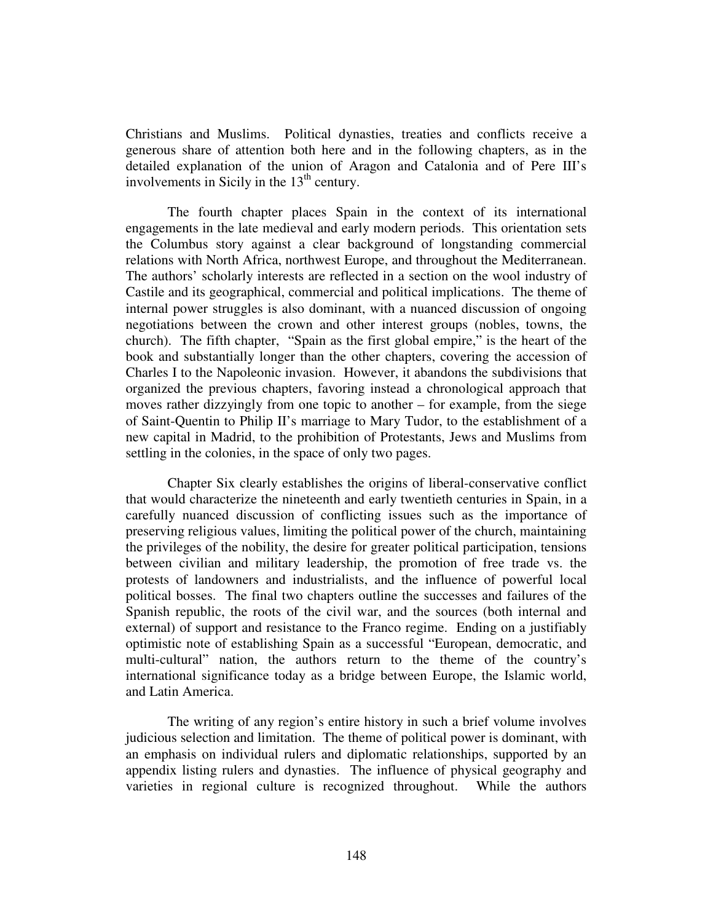Christians and Muslims. Political dynasties, treaties and conflicts receive a generous share of attention both here and in the following chapters, as in the detailed explanation of the union of Aragon and Catalonia and of Pere III's involvements in Sicily in the $13^{th}$ century.

The fourth chapter places Spain in the context of its international engagements in the late medieval and early modern periods. This orientation sets the Columbus story against a clear background of longstanding commercial relations with North Africa, northwest Europe, and throughout the Mediterranean. The authors' scholarly interests are reflected in a section on the wool industry of Castile and its geographical, commercial and political implications. The theme of internal power struggles is also dominant, with a nuanced discussion of ongoing negotiations between the crown and other interest groups (nobles, towns, the church). The fifth chapter, "Spain as the first global empire," is the heart of the book and substantially longer than the other chapters, covering the accession of Charles I to the Napoleonic invasion. However, it abandons the subdivisions that organized the previous chapters, favoring instead a chronological approach that moves rather dizzyingly from one topic to another – for example, from the siege of Saint-Quentin to Philip II's marriage to Mary Tudor, to the establishment of a new capital in Madrid, to the prohibition of Protestants, Jews and Muslims from settling in the colonies, in the space of only two pages.

Chapter Six clearly establishes the origins of liberal-conservative conflict that would characterize the nineteenth and early twentieth centuries in Spain, in a carefully nuanced discussion of conflicting issues such as the importance of preserving religious values, limiting the political power of the church, maintaining the privileges of the nobility, the desire for greater political participation, tensions between civilian and military leadership, the promotion of free trade vs. the protests of landowners and industrialists, and the influence of powerful local political bosses. The final two chapters outline the successes and failures of the Spanish republic, the roots of the civil war, and the sources (both internal and external) of support and resistance to the Franco regime. Ending on a justifiably optimistic note of establishing Spain as a successful "European, democratic, and multi-cultural" nation, the authors return to the theme of the country's international significance today as a bridge between Europe, the Islamic world, and Latin America.

The writing of any region's entire history in such a brief volume involves judicious selection and limitation. The theme of political power is dominant, with an emphasis on individual rulers and diplomatic relationships, supported by an appendix listing rulers and dynasties. The influence of physical geography and varieties in regional culture is recognized throughout. While the authors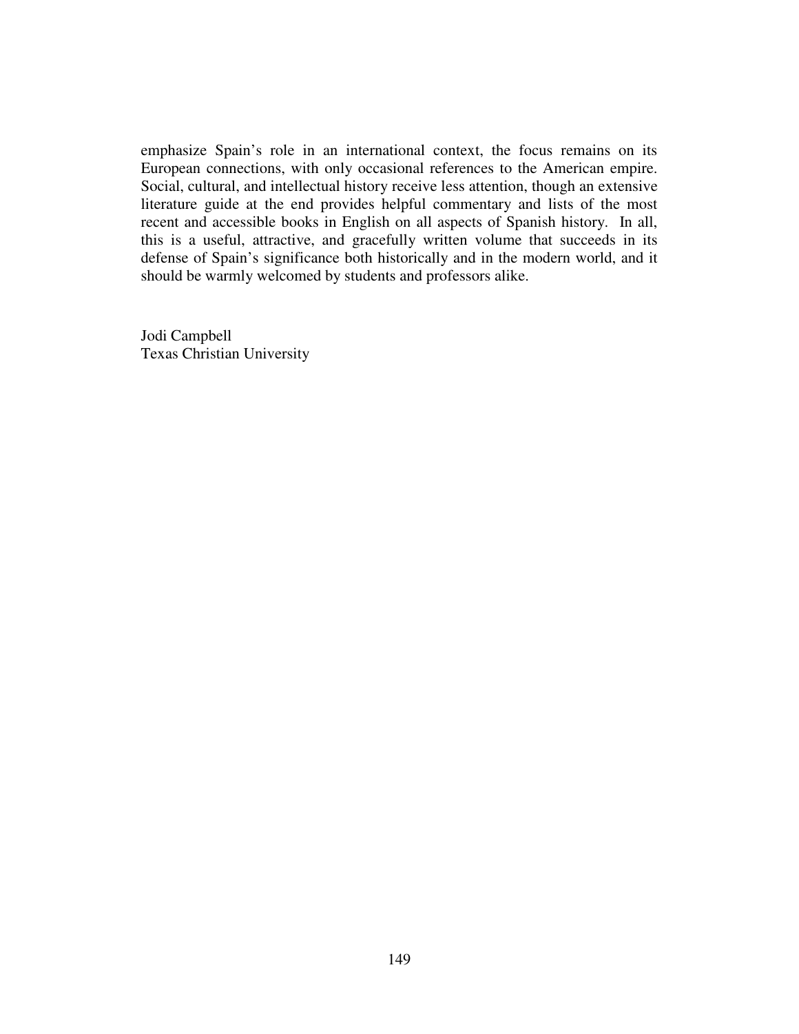emphasize Spain's role in an international context, the focus remains on its European connections, with only occasional references to the American empire. Social, cultural, and intellectual history receive less attention, though an extensive literature guide at the end provides helpful commentary and lists of the most recent and accessible books in English on all aspects of Spanish history. In all, this is a useful, attractive, and gracefully written volume that succeeds in its defense of Spain's significance both historically and in the modern world, and it should be warmly welcomed by students and professors alike.

Jodi Campbell
Texas Christian University